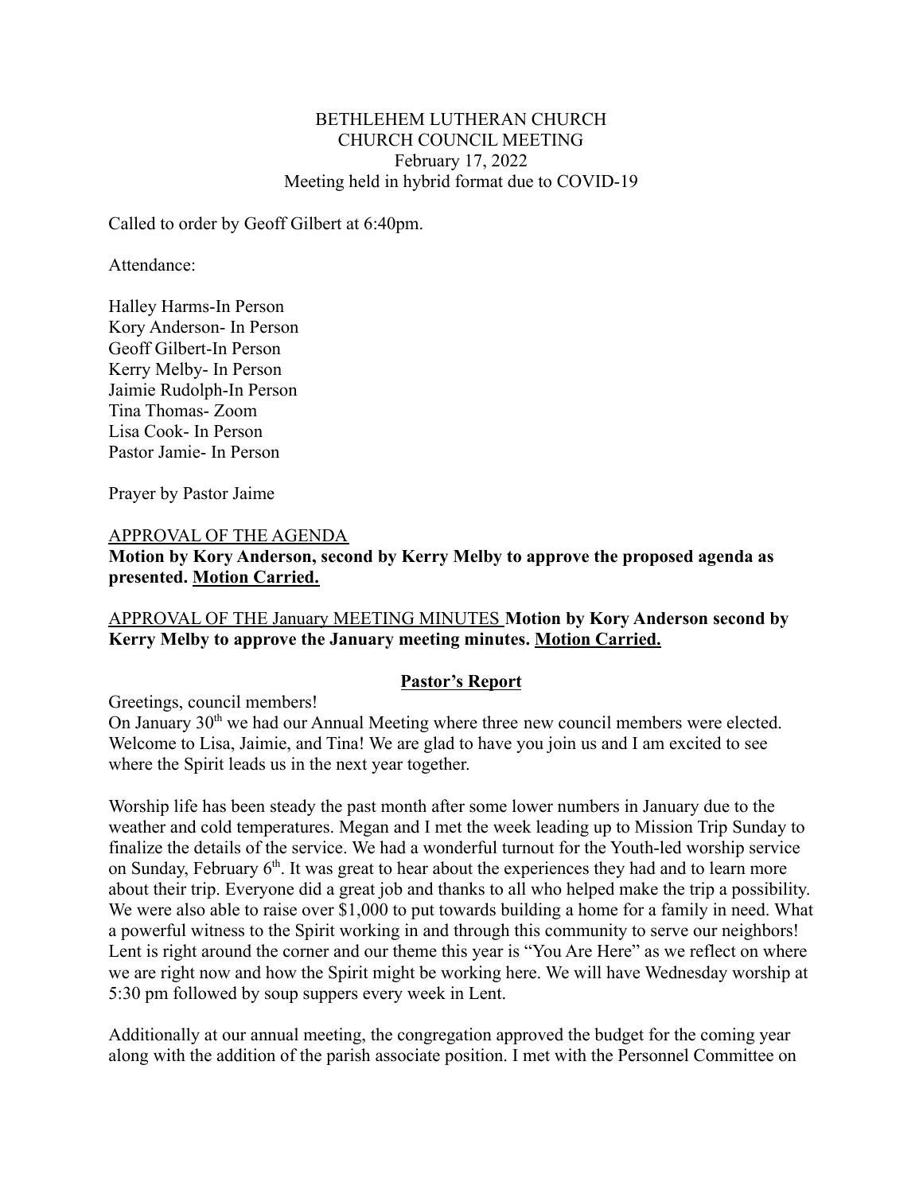BETHLEHEM LUTHERAN CHURCH
CHURCH COUNCIL MEETING
February 17, 2022
Meeting held in hybrid format due to COVID-19

Called to order by Geoff Gilbert at 6:40pm.

Attendance:

Halley Harms-In Person
Kory Anderson- In Person
Geoff Gilbert-In Person
Kerry Melby- In Person
Jaimie Rudolph-In Person
Tina Thomas- Zoom
Lisa Cook- In Person
Pastor Jamie- In Person

Prayer by Pastor Jaime

APPROVAL OF THE AGENDA
**Motion by Kory Anderson, second by Kerry Melby to approve the proposed agenda as presented. Motion Carried.**

APPROVAL OF THE January MEETING MINUTES **Motion by Kory Anderson second by Kerry Melby to approve the January meeting minutes. Motion Carried.**

## Pastor's Report

Greetings, council members!
On January 30th we had our Annual Meeting where three new council members were elected. Welcome to Lisa, Jaimie, and Tina! We are glad to have you join us and I am excited to see where the Spirit leads us in the next year together.

Worship life has been steady the past month after some lower numbers in January due to the weather and cold temperatures. Megan and I met the week leading up to Mission Trip Sunday to finalize the details of the service. We had a wonderful turnout for the Youth-led worship service on Sunday, February 6th. It was great to hear about the experiences they had and to learn more about their trip. Everyone did a great job and thanks to all who helped make the trip a possibility. We were also able to raise over $1,000 to put towards building a home for a family in need. What a powerful witness to the Spirit working in and through this community to serve our neighbors! Lent is right around the corner and our theme this year is "You Are Here" as we reflect on where we are right now and how the Spirit might be working here. We will have Wednesday worship at 5:30 pm followed by soup suppers every week in Lent.

Additionally at our annual meeting, the congregation approved the budget for the coming year along with the addition of the parish associate position. I met with the Personnel Committee on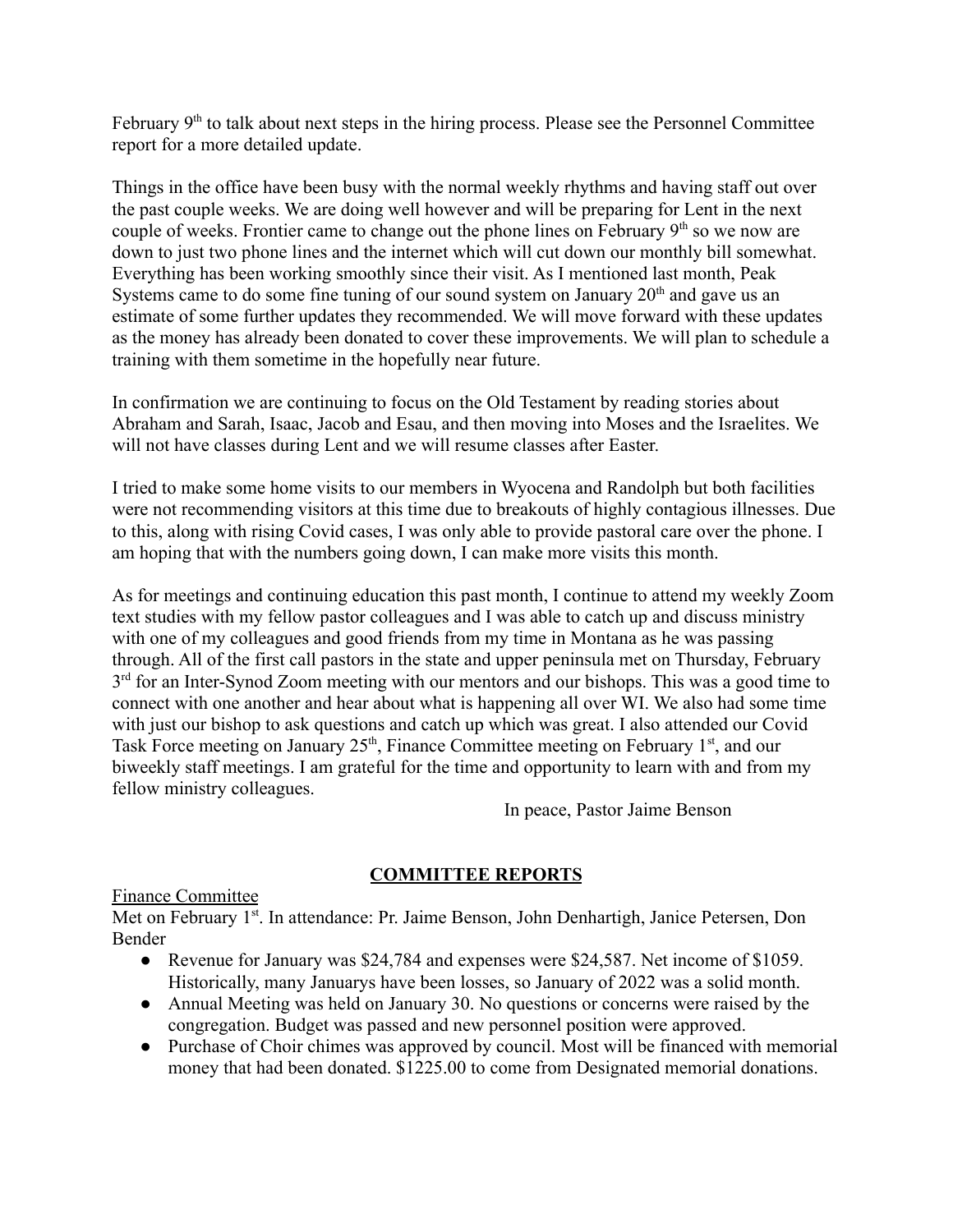February 9th to talk about next steps in the hiring process. Please see the Personnel Committee report for a more detailed update.

Things in the office have been busy with the normal weekly rhythms and having staff out over the past couple weeks. We are doing well however and will be preparing for Lent in the next couple of weeks. Frontier came to change out the phone lines on February 9th so we now are down to just two phone lines and the internet which will cut down our monthly bill somewhat. Everything has been working smoothly since their visit. As I mentioned last month, Peak Systems came to do some fine tuning of our sound system on January 20th and gave us an estimate of some further updates they recommended. We will move forward with these updates as the money has already been donated to cover these improvements. We will plan to schedule a training with them sometime in the hopefully near future.

In confirmation we are continuing to focus on the Old Testament by reading stories about Abraham and Sarah, Isaac, Jacob and Esau, and then moving into Moses and the Israelites. We will not have classes during Lent and we will resume classes after Easter.

I tried to make some home visits to our members in Wyocena and Randolph but both facilities were not recommending visitors at this time due to breakouts of highly contagious illnesses. Due to this, along with rising Covid cases, I was only able to provide pastoral care over the phone. I am hoping that with the numbers going down, I can make more visits this month.

As for meetings and continuing education this past month, I continue to attend my weekly Zoom text studies with my fellow pastor colleagues and I was able to catch up and discuss ministry with one of my colleagues and good friends from my time in Montana as he was passing through. All of the first call pastors in the state and upper peninsula met on Thursday, February 3rd for an Inter-Synod Zoom meeting with our mentors and our bishops. This was a good time to connect with one another and hear about what is happening all over WI. We also had some time with just our bishop to ask questions and catch up which was great. I also attended our Covid Task Force meeting on January 25th, Finance Committee meeting on February 1st, and our biweekly staff meetings. I am grateful for the time and opportunity to learn with and from my fellow ministry colleagues.

In peace, Pastor Jaime Benson

## COMMITTEE REPORTS

Finance Committee

Met on February 1st. In attendance: Pr. Jaime Benson, John Denhartigh, Janice Petersen, Don Bender

- Revenue for January was $24,784 and expenses were $24,587. Net income of $1059. Historically, many Januarys have been losses, so January of 2022 was a solid month.
- Annual Meeting was held on January 30. No questions or concerns were raised by the congregation. Budget was passed and new personnel position were approved.
- Purchase of Choir chimes was approved by council. Most will be financed with memorial money that had been donated. $1225.00 to come from Designated memorial donations.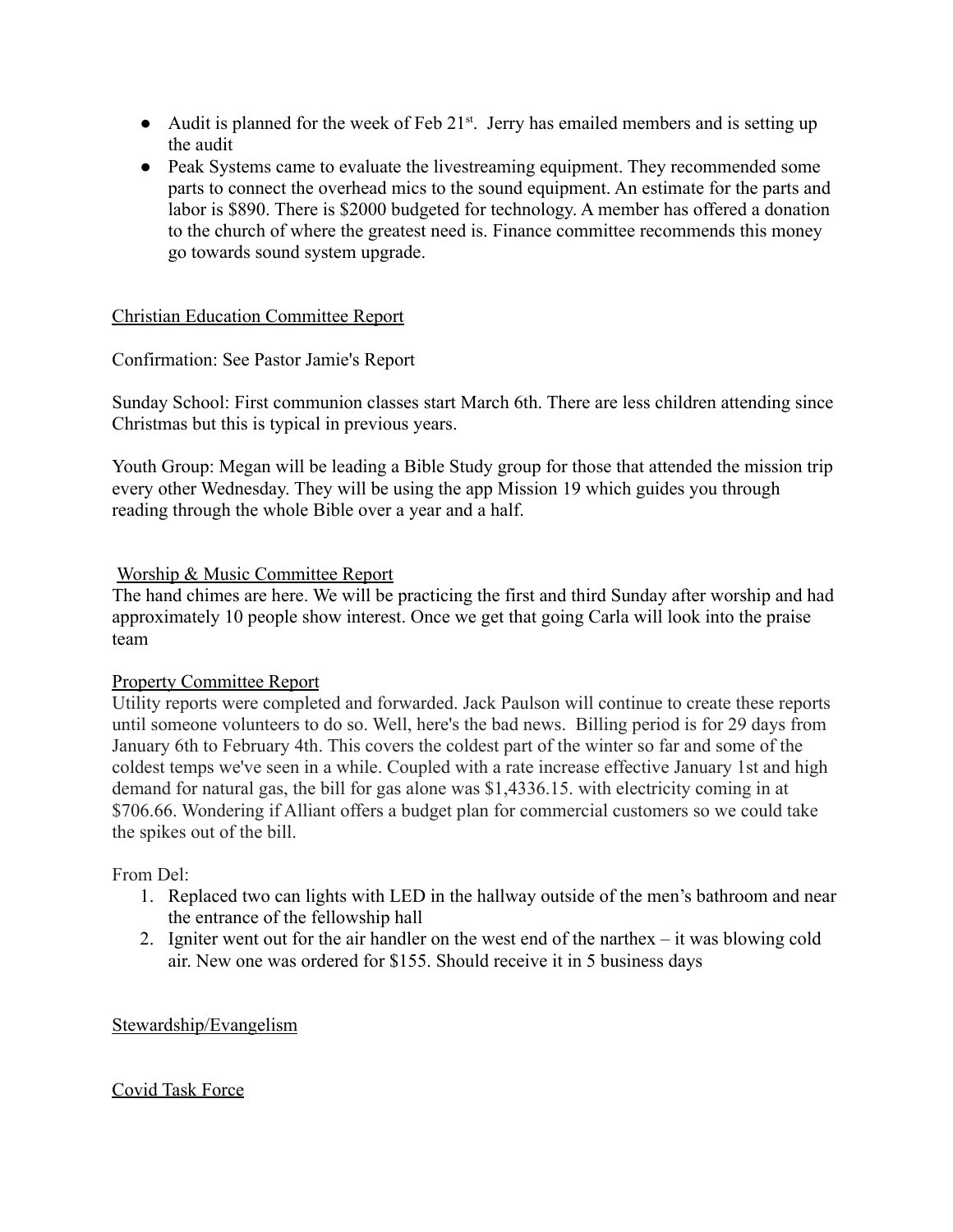- Audit is planned for the week of Feb 21st. Jerry has emailed members and is setting up the audit
- Peak Systems came to evaluate the livestreaming equipment. They recommended some parts to connect the overhead mics to the sound equipment. An estimate for the parts and labor is $890. There is $2000 budgeted for technology. A member has offered a donation to the church of where the greatest need is. Finance committee recommends this money go towards sound system upgrade.

<u>Christian Education Committee Report</u>

Confirmation: See Pastor Jamie's Report

Sunday School: First communion classes start March 6th. There are less children attending since Christmas but this is typical in previous years.

Youth Group: Megan will be leading a Bible Study group for those that attended the mission trip every other Wednesday. They will be using the app Mission 19 which guides you through reading through the whole Bible over a year and a half.

<u>Worship & Music Committee Report</u>

The hand chimes are here. We will be practicing the first and third Sunday after worship and had approximately 10 people show interest. Once we get that going Carla will look into the praise team

<u>Property Committee Report</u>

Utility reports were completed and forwarded. Jack Paulson will continue to create these reports until someone volunteers to do so. Well, here's the bad news. Billing period is for 29 days from January 6th to February 4th. This covers the coldest part of the winter so far and some of the coldest temps we've seen in a while. Coupled with a rate increase effective January 1st and high demand for natural gas, the bill for gas alone was $1,4336.15. with electricity coming in at $706.66. Wondering if Alliant offers a budget plan for commercial customers so we could take the spikes out of the bill.

From Del:

1. Replaced two can lights with LED in the hallway outside of the men's bathroom and near the entrance of the fellowship hall
2. Igniter went out for the air handler on the west end of the narthex – it was blowing cold air. New one was ordered for $155. Should receive it in 5 business days

<u>Stewardship/Evangelism</u>

<u>Covid Task Force</u>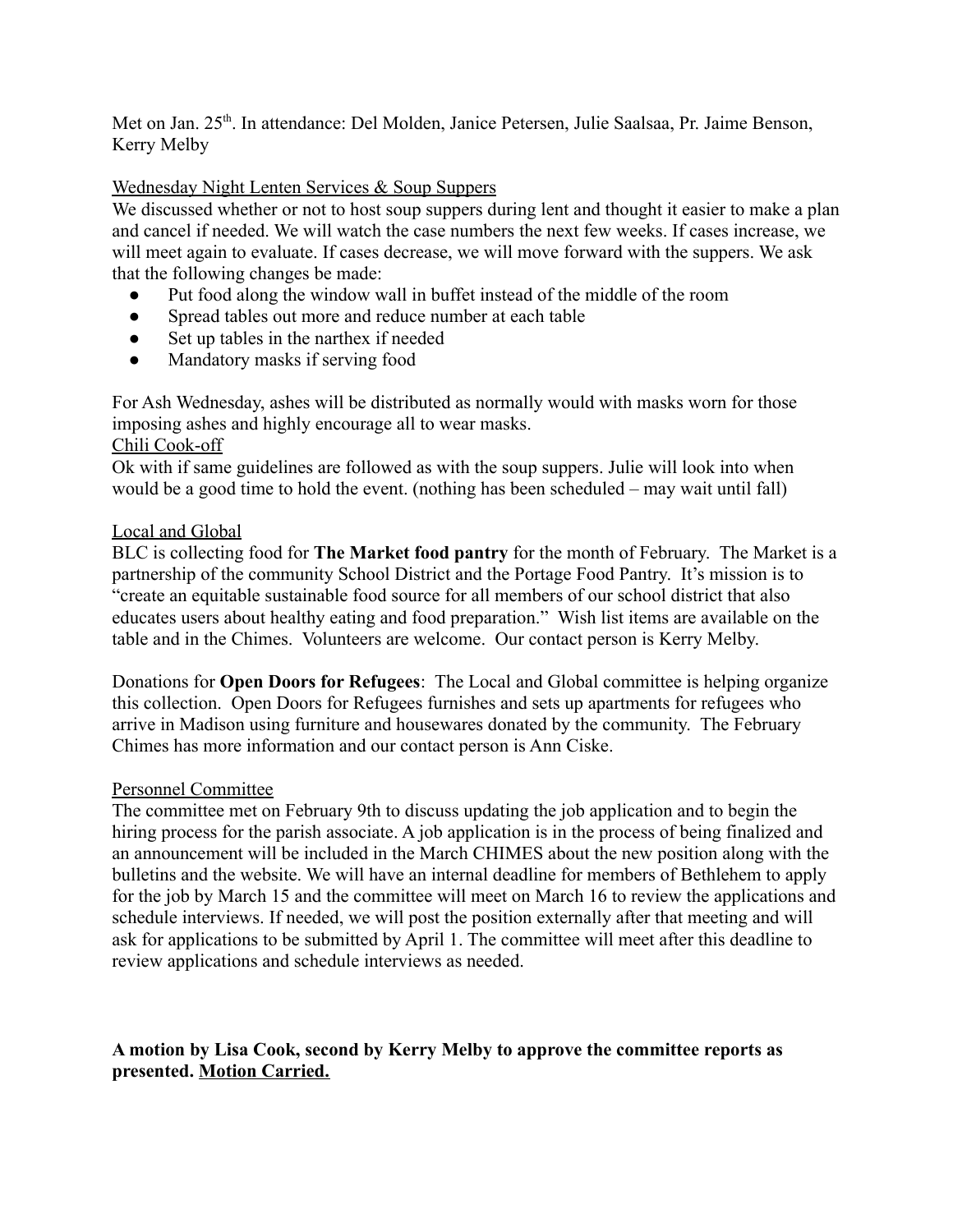Met on Jan. 25th. In attendance: Del Molden, Janice Petersen, Julie Saalsaa, Pr. Jaime Benson, Kerry Melby

<u>Wednesday Night Lenten Services & Soup Suppers</u>

We discussed whether or not to host soup suppers during lent and thought it easier to make a plan and cancel if needed. We will watch the case numbers the next few weeks. If cases increase, we will meet again to evaluate. If cases decrease, we will move forward with the suppers. We ask that the following changes be made:

- Put food along the window wall in buffet instead of the middle of the room
- Spread tables out more and reduce number at each table
- Set up tables in the narthex if needed
- Mandatory masks if serving food

For Ash Wednesday, ashes will be distributed as normally would with masks worn for those imposing ashes and highly encourage all to wear masks.

<u>Chili Cook-off</u>

Ok with if same guidelines are followed as with the soup suppers. Julie will look into when would be a good time to hold the event. (nothing has been scheduled – may wait until fall)

<u>Local and Global</u>

BLC is collecting food for **The Market food pantry** for the month of February. The Market is a partnership of the community School District and the Portage Food Pantry. It's mission is to "create an equitable sustainable food source for all members of our school district that also educates users about healthy eating and food preparation." Wish list items are available on the table and in the Chimes. Volunteers are welcome. Our contact person is Kerry Melby.

Donations for **Open Doors for Refugees**: The Local and Global committee is helping organize this collection. Open Doors for Refugees furnishes and sets up apartments for refugees who arrive in Madison using furniture and housewares donated by the community. The February Chimes has more information and our contact person is Ann Ciske.

<u>Personnel Committee</u>

The committee met on February 9th to discuss updating the job application and to begin the hiring process for the parish associate. A job application is in the process of being finalized and an announcement will be included in the March CHIMES about the new position along with the bulletins and the website. We will have an internal deadline for members of Bethlehem to apply for the job by March 15 and the committee will meet on March 16 to review the applications and schedule interviews. If needed, we will post the position externally after that meeting and will ask for applications to be submitted by April 1. The committee will meet after this deadline to review applications and schedule interviews as needed.

**A motion by Lisa Cook, second by Kerry Melby to approve the committee reports as presented. <u>Motion Carried.</u>**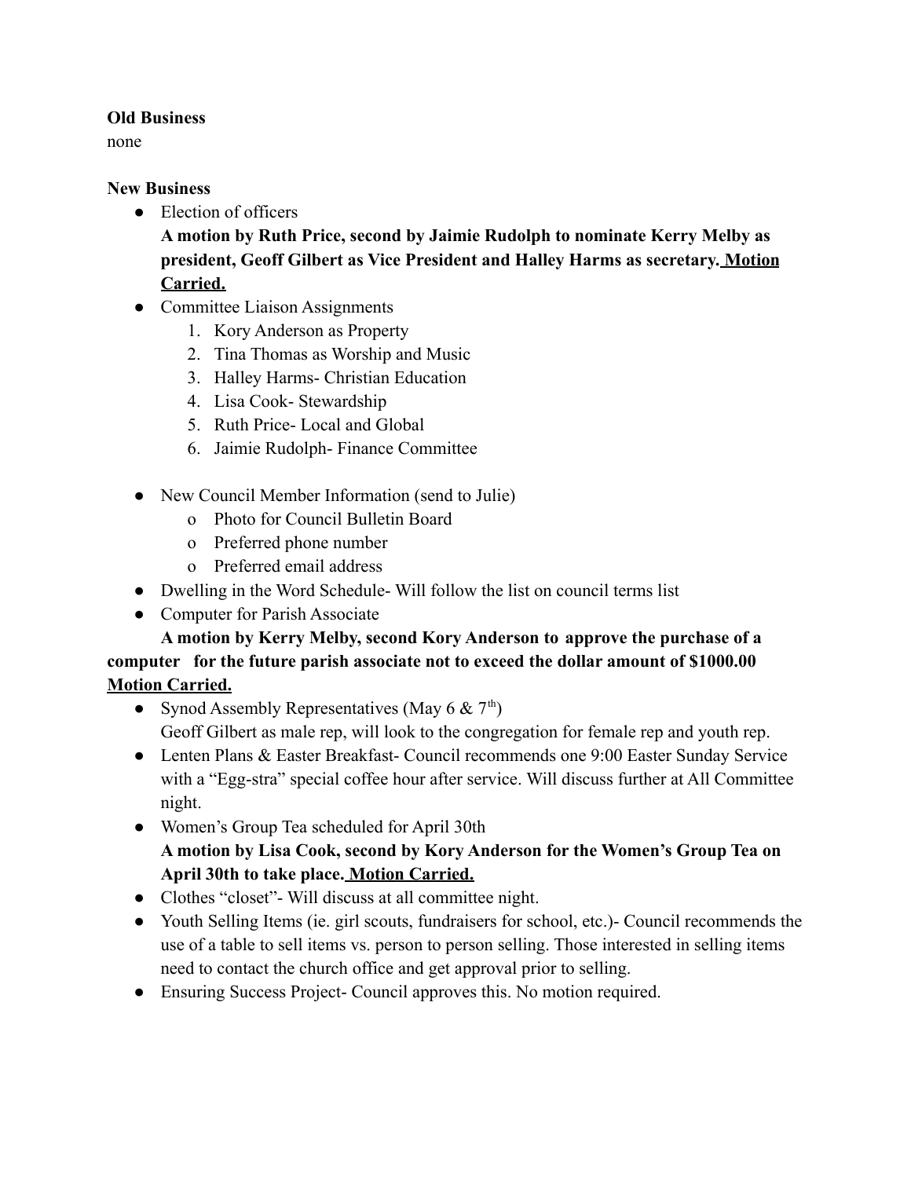**Old Business**
none

**New Business**

- Election of officers
  **A motion by Ruth Price, second by Jaimie Rudolph to nominate Kerry Melby as president, Geoff Gilbert as Vice President and Halley Harms as secretary. <u>Motion Carried.</u>**
- Committee Liaison Assignments
  1. Kory Anderson as Property
  2. Tina Thomas as Worship and Music
  3. Halley Harms- Christian Education
  4. Lisa Cook- Stewardship
  5. Ruth Price- Local and Global
  6. Jaimie Rudolph- Finance Committee

- New Council Member Information (send to Julie)
  - Photo for Council Bulletin Board
  - Preferred phone number
  - Preferred email address
- Dwelling in the Word Schedule- Will follow the list on council terms list
- Computer for Parish Associate

**A motion by Kerry Melby, second Kory Anderson to approve the purchase of a computer for the future parish associate not to exceed the dollar amount of $1000.00 <u>Motion Carried.</u>**

- Synod Assembly Representatives (May 6 & 7th)
  Geoff Gilbert as male rep, will look to the congregation for female rep and youth rep.
- Lenten Plans & Easter Breakfast- Council recommends one 9:00 Easter Sunday Service with a "Egg-stra" special coffee hour after service. Will discuss further at All Committee night.
- Women's Group Tea scheduled for April 30th
  **A motion by Lisa Cook, second by Kory Anderson for the Women's Group Tea on April 30th to take place. <u>Motion Carried.</u>**
- Clothes "closet"- Will discuss at all committee night.
- Youth Selling Items (ie. girl scouts, fundraisers for school, etc.)- Council recommends the use of a table to sell items vs. person to person selling. Those interested in selling items need to contact the church office and get approval prior to selling.
- Ensuring Success Project- Council approves this. No motion required.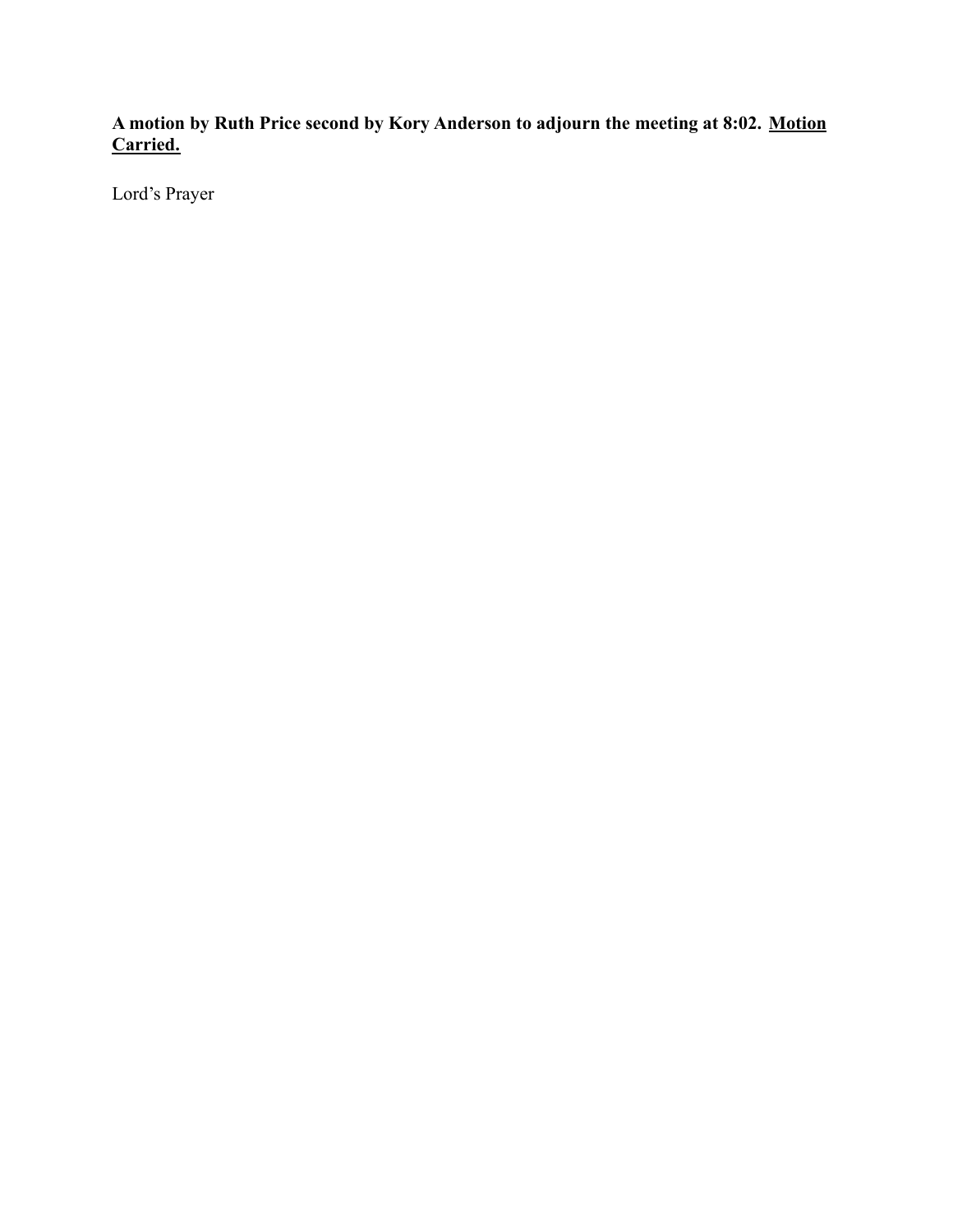**A motion by Ruth Price second by Kory Anderson to adjourn the meeting at 8:02. <u>Motion Carried.</u>**

Lord's Prayer